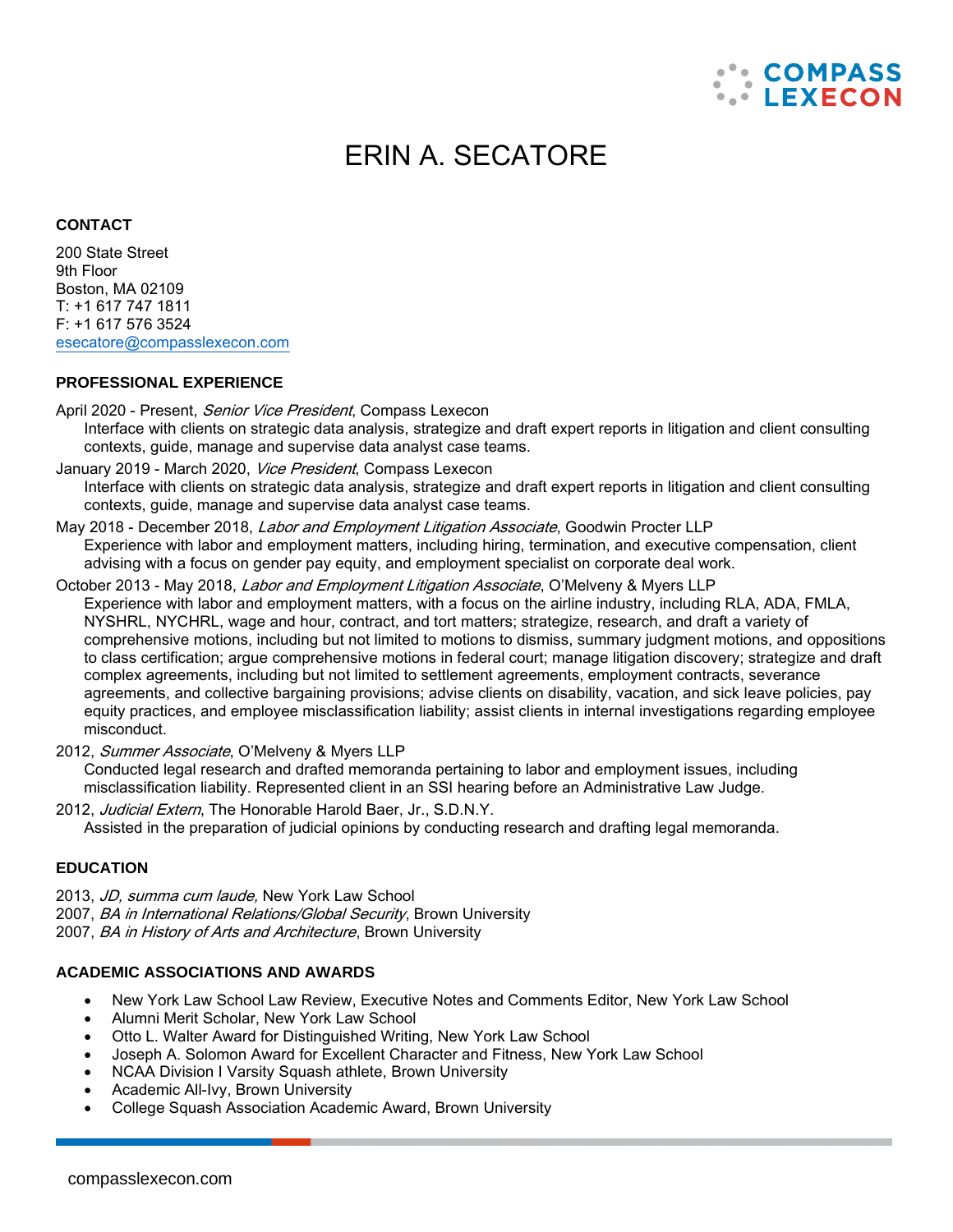# ERIN A. SECATORE

## CONTACT

200 State Street
9th Floor
Boston, MA 02109
T: +1 617 747 1811
F: +1 617 576 3524
esecatore@compasslexecon.com

## PROFESSIONAL EXPERIENCE

April 2020 - Present, *Senior Vice President*, Compass Lexecon
Interface with clients on strategic data analysis, strategize and draft expert reports in litigation and client consulting contexts, guide, manage and supervise data analyst case teams.

January 2019 - March 2020, *Vice President*, Compass Lexecon
Interface with clients on strategic data analysis, strategize and draft expert reports in litigation and client consulting contexts, guide, manage and supervise data analyst case teams.

May 2018 - December 2018, *Labor and Employment Litigation Associate*, Goodwin Procter LLP
Experience with labor and employment matters, including hiring, termination, and executive compensation, client advising with a focus on gender pay equity, and employment specialist on corporate deal work.

October 2013 - May 2018, *Labor and Employment Litigation Associate*, O'Melveny & Myers LLP
Experience with labor and employment matters, with a focus on the airline industry, including RLA, ADA, FMLA, NYSHRL, NYCHRL, wage and hour, contract, and tort matters; strategize, research, and draft a variety of comprehensive motions, including but not limited to motions to dismiss, summary judgment motions, and oppositions to class certification; argue comprehensive motions in federal court; manage litigation discovery; strategize and draft complex agreements, including but not limited to settlement agreements, employment contracts, severance agreements, and collective bargaining provisions; advise clients on disability, vacation, and sick leave policies, pay equity practices, and employee misclassification liability; assist clients in internal investigations regarding employee misconduct.

2012, *Summer Associate*, O'Melveny & Myers LLP
Conducted legal research and drafted memoranda pertaining to labor and employment issues, including misclassification liability. Represented client in an SSI hearing before an Administrative Law Judge.

2012, *Judicial Extern*, The Honorable Harold Baer, Jr., S.D.N.Y.
Assisted in the preparation of judicial opinions by conducting research and drafting legal memoranda.

## EDUCATION

2013, *JD, summa cum laude,* New York Law School
2007, *BA in International Relations/Global Security*, Brown University
2007, *BA in History of Arts and Architecture*, Brown University

## ACADEMIC ASSOCIATIONS AND AWARDS

- New York Law School Law Review, Executive Notes and Comments Editor, New York Law School
- Alumni Merit Scholar, New York Law School
- Otto L. Walter Award for Distinguished Writing, New York Law School
- Joseph A. Solomon Award for Excellent Character and Fitness, New York Law School
- NCAA Division I Varsity Squash athlete, Brown University
- Academic All-Ivy, Brown University
- College Squash Association Academic Award, Brown University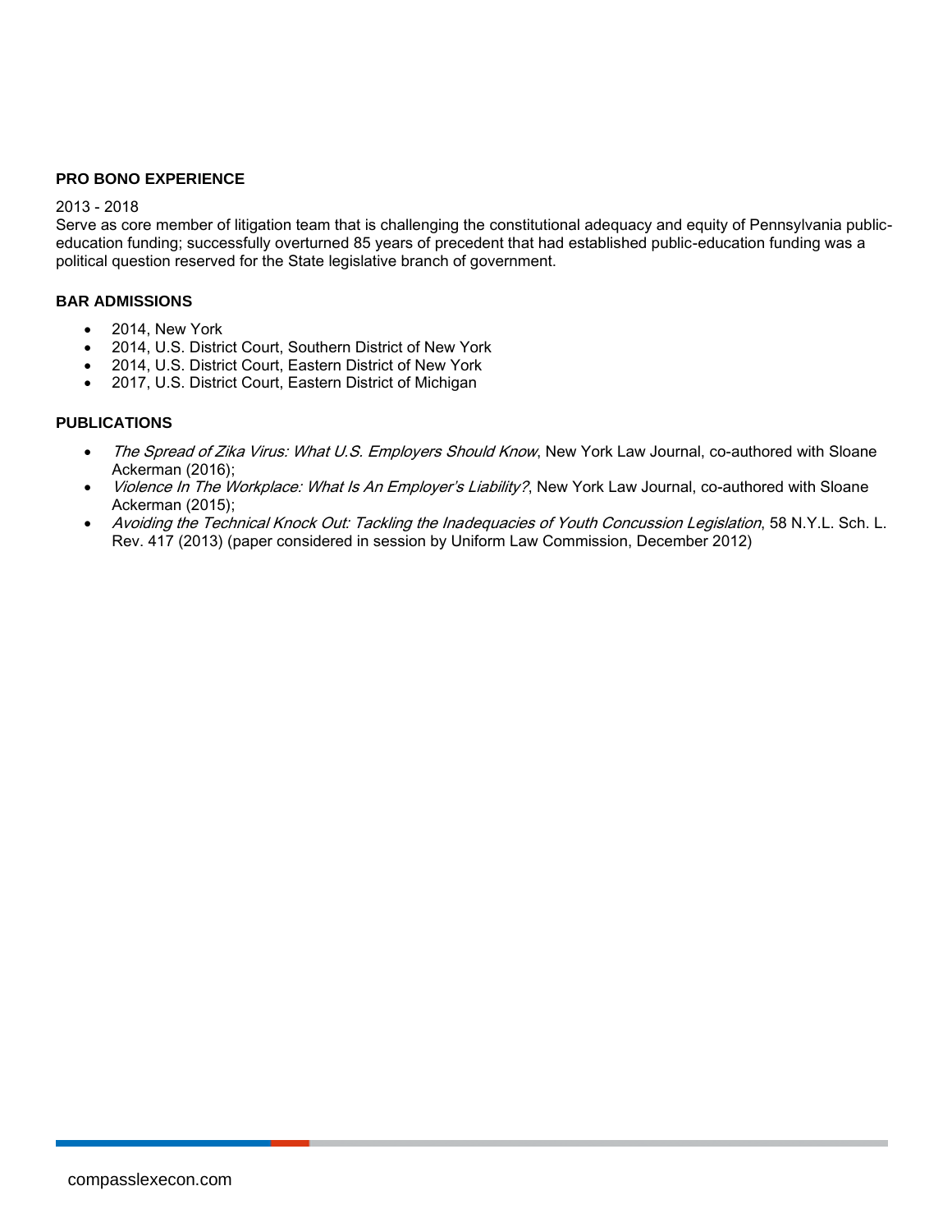## PRO BONO EXPERIENCE

2013 - 2018
Serve as core member of litigation team that is challenging the constitutional adequacy and equity of Pennsylvania public-education funding; successfully overturned 85 years of precedent that had established public-education funding was a political question reserved for the State legislative branch of government.

## BAR ADMISSIONS

- 2014, New York
- 2014, U.S. District Court, Southern District of New York
- 2014, U.S. District Court, Eastern District of New York
- 2017, U.S. District Court, Eastern District of Michigan

## PUBLICATIONS

- *The Spread of Zika Virus: What U.S. Employers Should Know*, New York Law Journal, co-authored with Sloane Ackerman (2016);
- *Violence In The Workplace: What Is An Employer's Liability?*, New York Law Journal, co-authored with Sloane Ackerman (2015);
- *Avoiding the Technical Knock Out: Tackling the Inadequacies of Youth Concussion Legislation*, 58 N.Y.L. Sch. L. Rev. 417 (2013) (paper considered in session by Uniform Law Commission, December 2012)